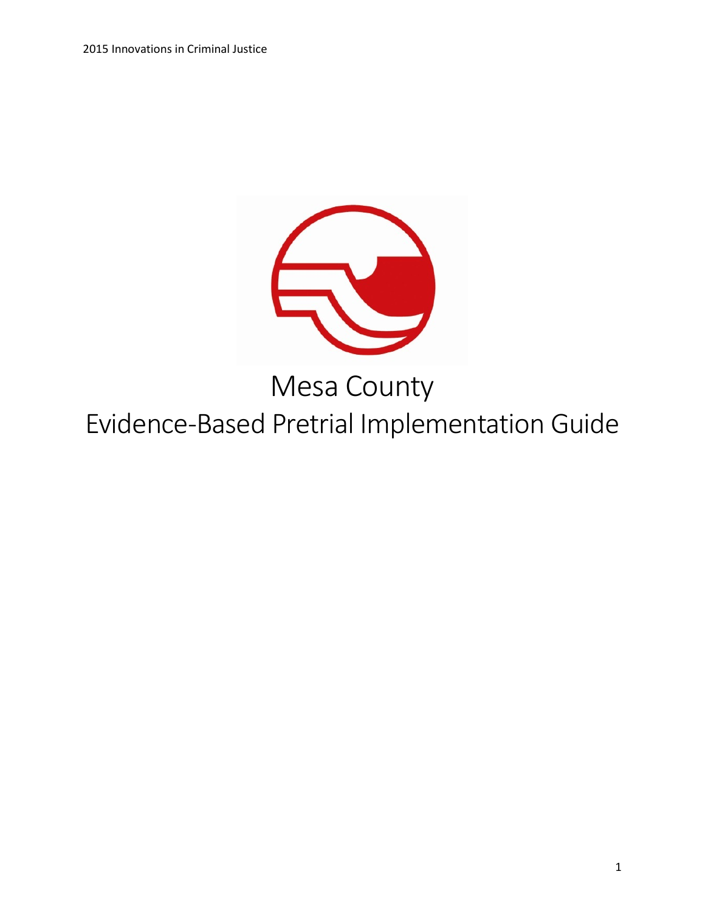# Mesa County

# Evidence-Based Pretrial Implementation Guide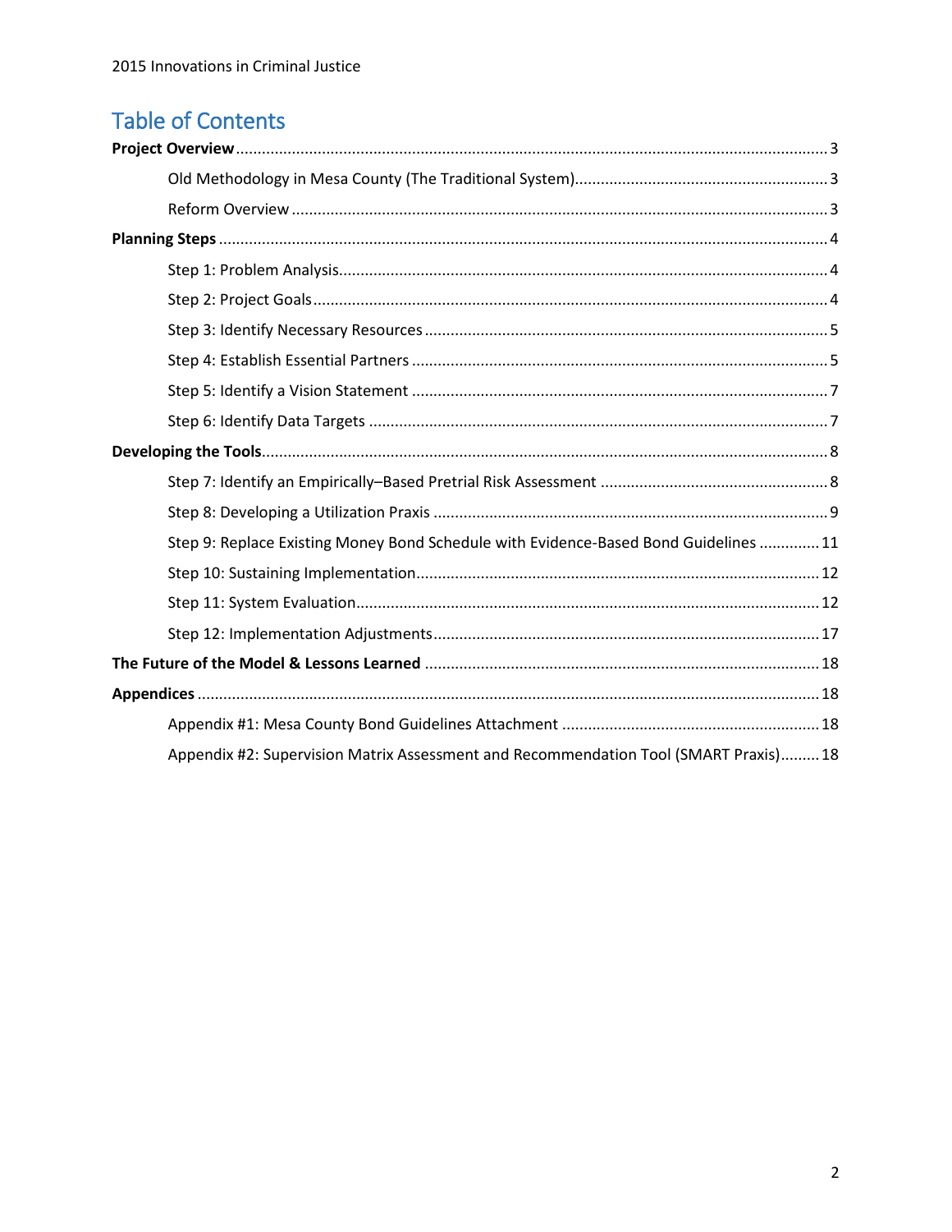# Table of Contents

**Project Overview** ... 3

- Old Methodology in Mesa County (The Traditional System) ... 3
- Reform Overview ... 3

**Planning Steps** ... 4

- Step 1: Problem Analysis ... 4
- Step 2: Project Goals ... 4
- Step 3: Identify Necessary Resources ... 5
- Step 4: Establish Essential Partners ... 5
- Step 5: Identify a Vision Statement ... 7
- Step 6: Identify Data Targets ... 7

**Developing the Tools** ... 8

- Step 7: Identify an Empirically–Based Pretrial Risk Assessment ... 8
- Step 8: Developing a Utilization Praxis ... 9
- Step 9: Replace Existing Money Bond Schedule with Evidence-Based Bond Guidelines ... 11
- Step 10: Sustaining Implementation ... 12
- Step 11: System Evaluation ... 12
- Step 12: Implementation Adjustments ... 17

**The Future of the Model & Lessons Learned** ... 18

**Appendices** ... 18

- Appendix #1: Mesa County Bond Guidelines Attachment ... 18
- Appendix #2: Supervision Matrix Assessment and Recommendation Tool (SMART Praxis) ... 18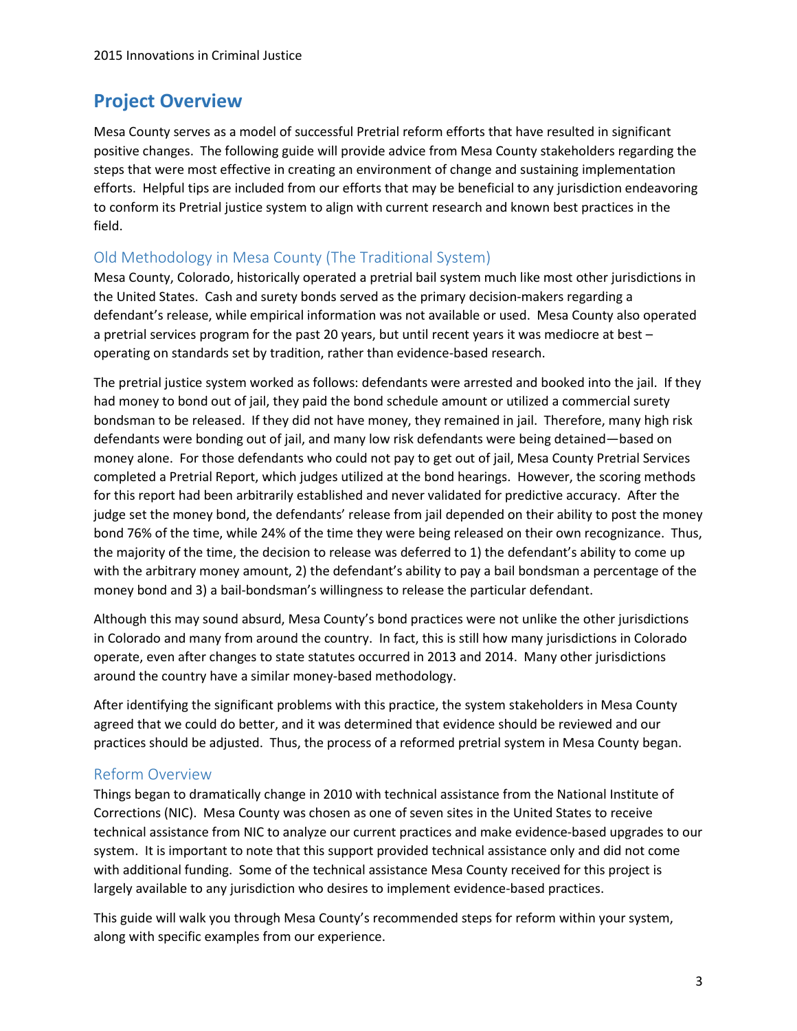## Project Overview

Mesa County serves as a model of successful Pretrial reform efforts that have resulted in significant positive changes. The following guide will provide advice from Mesa County stakeholders regarding the steps that were most effective in creating an environment of change and sustaining implementation efforts. Helpful tips are included from our efforts that may be beneficial to any jurisdiction endeavoring to conform its Pretrial justice system to align with current research and known best practices in the field.

### Old Methodology in Mesa County (The Traditional System)

Mesa County, Colorado, historically operated a pretrial bail system much like most other jurisdictions in the United States. Cash and surety bonds served as the primary decision-makers regarding a defendant's release, while empirical information was not available or used. Mesa County also operated a pretrial services program for the past 20 years, but until recent years it was mediocre at best – operating on standards set by tradition, rather than evidence-based research.

The pretrial justice system worked as follows: defendants were arrested and booked into the jail. If they had money to bond out of jail, they paid the bond schedule amount or utilized a commercial surety bondsman to be released. If they did not have money, they remained in jail. Therefore, many high risk defendants were bonding out of jail, and many low risk defendants were being detained—based on money alone. For those defendants who could not pay to get out of jail, Mesa County Pretrial Services completed a Pretrial Report, which judges utilized at the bond hearings. However, the scoring methods for this report had been arbitrarily established and never validated for predictive accuracy. After the judge set the money bond, the defendants' release from jail depended on their ability to post the money bond 76% of the time, while 24% of the time they were being released on their own recognizance. Thus, the majority of the time, the decision to release was deferred to 1) the defendant's ability to come up with the arbitrary money amount, 2) the defendant's ability to pay a bail bondsman a percentage of the money bond and 3) a bail-bondsman's willingness to release the particular defendant.

Although this may sound absurd, Mesa County's bond practices were not unlike the other jurisdictions in Colorado and many from around the country. In fact, this is still how many jurisdictions in Colorado operate, even after changes to state statutes occurred in 2013 and 2014. Many other jurisdictions around the country have a similar money-based methodology.

After identifying the significant problems with this practice, the system stakeholders in Mesa County agreed that we could do better, and it was determined that evidence should be reviewed and our practices should be adjusted. Thus, the process of a reformed pretrial system in Mesa County began.

### Reform Overview

Things began to dramatically change in 2010 with technical assistance from the National Institute of Corrections (NIC). Mesa County was chosen as one of seven sites in the United States to receive technical assistance from NIC to analyze our current practices and make evidence-based upgrades to our system. It is important to note that this support provided technical assistance only and did not come with additional funding. Some of the technical assistance Mesa County received for this project is largely available to any jurisdiction who desires to implement evidence-based practices.

This guide will walk you through Mesa County's recommended steps for reform within your system, along with specific examples from our experience.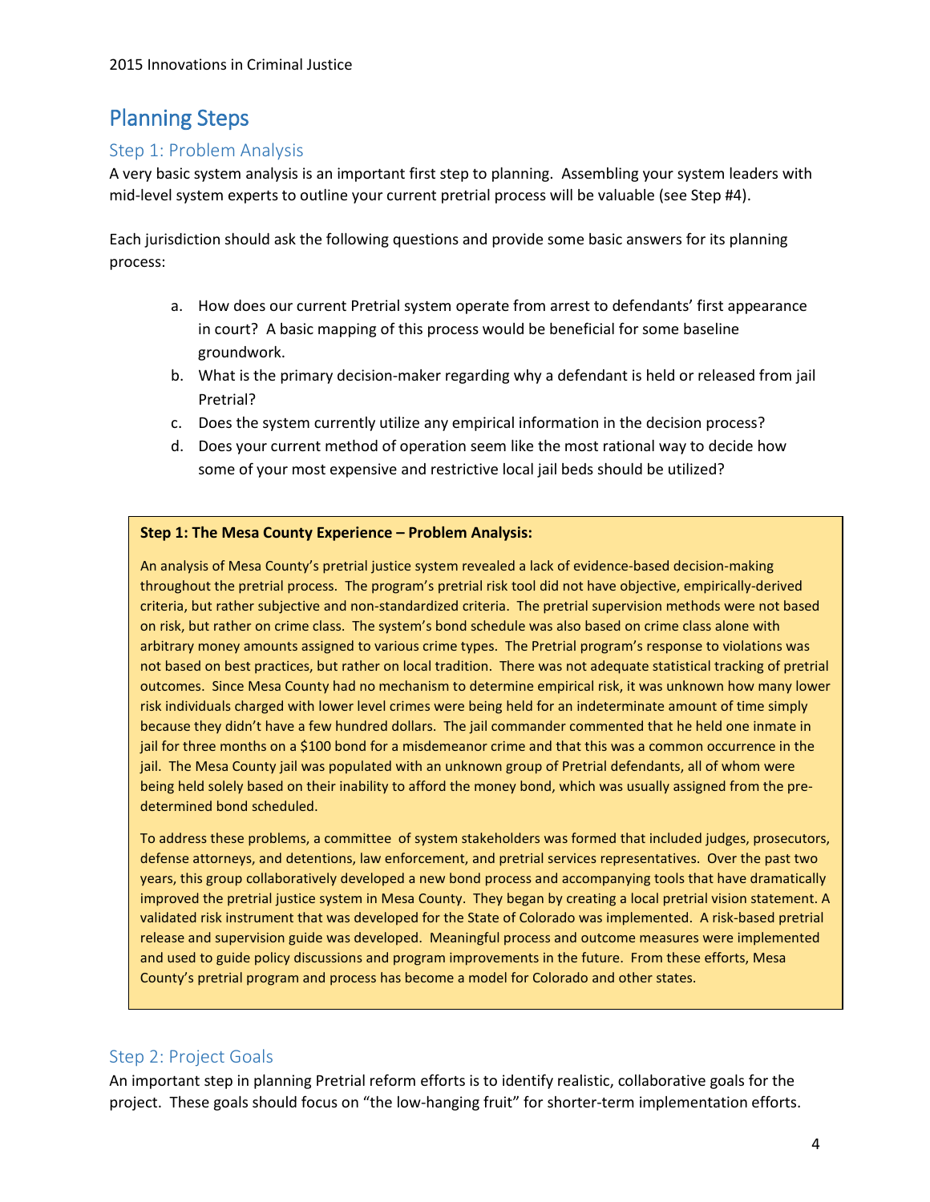## Planning Steps

### Step 1: Problem Analysis

A very basic system analysis is an important first step to planning. Assembling your system leaders with mid-level system experts to outline your current pretrial process will be valuable (see Step #4).

Each jurisdiction should ask the following questions and provide some basic answers for its planning process:

a. How does our current Pretrial system operate from arrest to defendants' first appearance in court? A basic mapping of this process would be beneficial for some baseline groundwork.
b. What is the primary decision-maker regarding why a defendant is held or released from jail Pretrial?
c. Does the system currently utilize any empirical information in the decision process?
d. Does your current method of operation seem like the most rational way to decide how some of your most expensive and restrictive local jail beds should be utilized?

**Step 1: The Mesa County Experience – Problem Analysis:**

An analysis of Mesa County's pretrial justice system revealed a lack of evidence-based decision-making throughout the pretrial process. The program's pretrial risk tool did not have objective, empirically-derived criteria, but rather subjective and non-standardized criteria. The pretrial supervision methods were not based on risk, but rather on crime class. The system's bond schedule was also based on crime class alone with arbitrary money amounts assigned to various crime types. The Pretrial program's response to violations was not based on best practices, but rather on local tradition. There was not adequate statistical tracking of pretrial outcomes. Since Mesa County had no mechanism to determine empirical risk, it was unknown how many lower risk individuals charged with lower level crimes were being held for an indeterminate amount of time simply because they didn't have a few hundred dollars. The jail commander commented that he held one inmate in jail for three months on a $100 bond for a misdemeanor crime and that this was a common occurrence in the jail. The Mesa County jail was populated with an unknown group of Pretrial defendants, all of whom were being held solely based on their inability to afford the money bond, which was usually assigned from the pre-determined bond scheduled.

To address these problems, a committee of system stakeholders was formed that included judges, prosecutors, defense attorneys, and detentions, law enforcement, and pretrial services representatives. Over the past two years, this group collaboratively developed a new bond process and accompanying tools that have dramatically improved the pretrial justice system in Mesa County. They began by creating a local pretrial vision statement. A validated risk instrument that was developed for the State of Colorado was implemented. A risk-based pretrial release and supervision guide was developed. Meaningful process and outcome measures were implemented and used to guide policy discussions and program improvements in the future. From these efforts, Mesa County's pretrial program and process has become a model for Colorado and other states.

### Step 2: Project Goals

An important step in planning Pretrial reform efforts is to identify realistic, collaborative goals for the project. These goals should focus on "the low-hanging fruit" for shorter-term implementation efforts.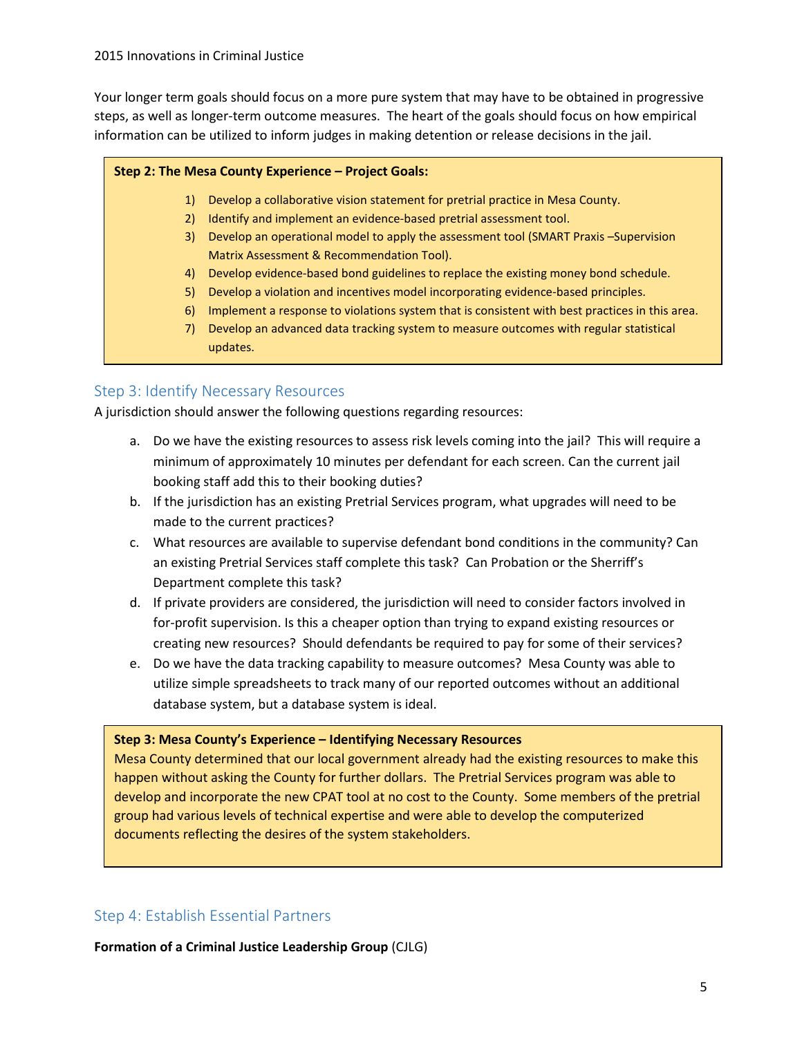Your longer term goals should focus on a more pure system that may have to be obtained in progressive steps, as well as longer-term outcome measures. The heart of the goals should focus on how empirical information can be utilized to inform judges in making detention or release decisions in the jail.

> **Step 2: The Mesa County Experience – Project Goals:**
>
> 1) Develop a collaborative vision statement for pretrial practice in Mesa County.
> 2) Identify and implement an evidence-based pretrial assessment tool.
> 3) Develop an operational model to apply the assessment tool (SMART Praxis –Supervision Matrix Assessment & Recommendation Tool).
> 4) Develop evidence-based bond guidelines to replace the existing money bond schedule.
> 5) Develop a violation and incentives model incorporating evidence-based principles.
> 6) Implement a response to violations system that is consistent with best practices in this area.
> 7) Develop an advanced data tracking system to measure outcomes with regular statistical updates.

## Step 3: Identify Necessary Resources

A jurisdiction should answer the following questions regarding resources:

a. Do we have the existing resources to assess risk levels coming into the jail? This will require a minimum of approximately 10 minutes per defendant for each screen. Can the current jail booking staff add this to their booking duties?
b. If the jurisdiction has an existing Pretrial Services program, what upgrades will need to be made to the current practices?
c. What resources are available to supervise defendant bond conditions in the community? Can an existing Pretrial Services staff complete this task? Can Probation or the Sherriff's Department complete this task?
d. If private providers are considered, the jurisdiction will need to consider factors involved in for-profit supervision. Is this a cheaper option than trying to expand existing resources or creating new resources? Should defendants be required to pay for some of their services?
e. Do we have the data tracking capability to measure outcomes? Mesa County was able to utilize simple spreadsheets to track many of our reported outcomes without an additional database system, but a database system is ideal.

> **Step 3: Mesa County's Experience – Identifying Necessary Resources**
>
> Mesa County determined that our local government already had the existing resources to make this happen without asking the County for further dollars. The Pretrial Services program was able to develop and incorporate the new CPAT tool at no cost to the County. Some members of the pretrial group had various levels of technical expertise and were able to develop the computerized documents reflecting the desires of the system stakeholders.

## Step 4: Establish Essential Partners

**Formation of a Criminal Justice Leadership Group** (CJLG)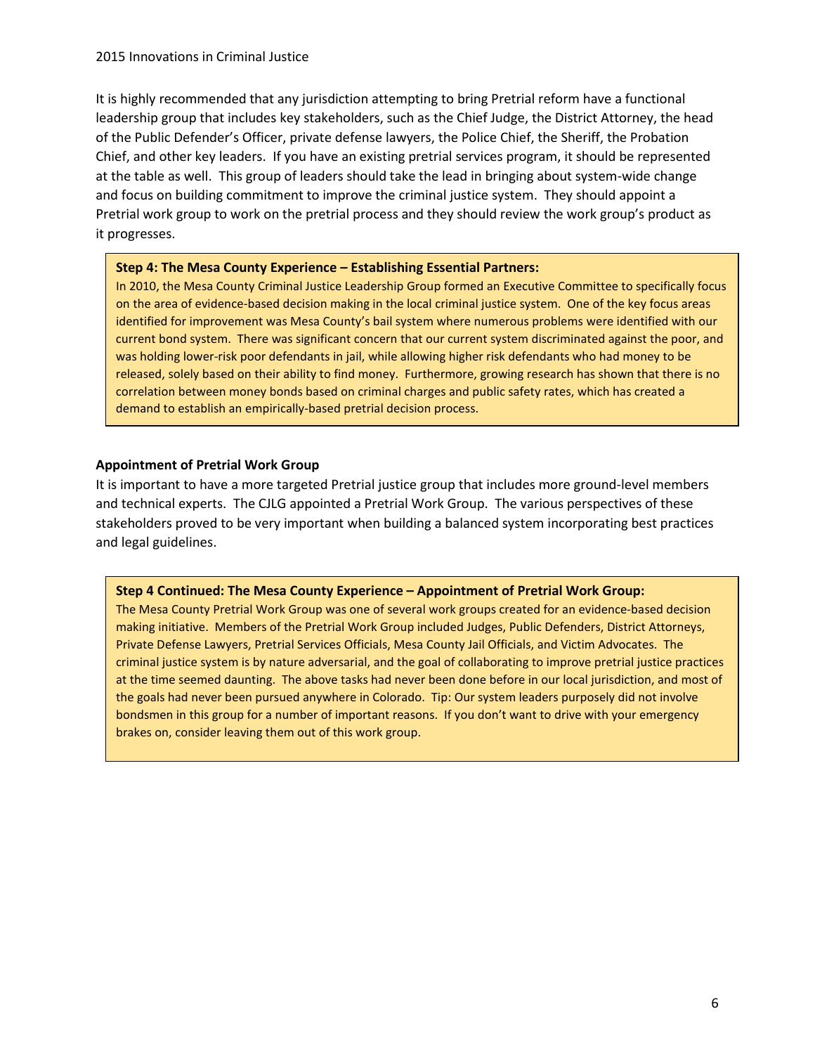It is highly recommended that any jurisdiction attempting to bring Pretrial reform have a functional leadership group that includes key stakeholders, such as the Chief Judge, the District Attorney, the head of the Public Defender's Officer, private defense lawyers, the Police Chief, the Sheriff, the Probation Chief, and other key leaders. If you have an existing pretrial services program, it should be represented at the table as well. This group of leaders should take the lead in bringing about system-wide change and focus on building commitment to improve the criminal justice system. They should appoint a Pretrial work group to work on the pretrial process and they should review the work group's product as it progresses.

**Step 4: The Mesa County Experience – Establishing Essential Partners:**

In 2010, the Mesa County Criminal Justice Leadership Group formed an Executive Committee to specifically focus on the area of evidence-based decision making in the local criminal justice system. One of the key focus areas identified for improvement was Mesa County's bail system where numerous problems were identified with our current bond system. There was significant concern that our current system discriminated against the poor, and was holding lower-risk poor defendants in jail, while allowing higher risk defendants who had money to be released, solely based on their ability to find money. Furthermore, growing research has shown that there is no correlation between money bonds based on criminal charges and public safety rates, which has created a demand to establish an empirically-based pretrial decision process.

**Appointment of Pretrial Work Group**

It is important to have a more targeted Pretrial justice group that includes more ground-level members and technical experts. The CJLG appointed a Pretrial Work Group. The various perspectives of these stakeholders proved to be very important when building a balanced system incorporating best practices and legal guidelines.

**Step 4 Continued: The Mesa County Experience – Appointment of Pretrial Work Group:**

The Mesa County Pretrial Work Group was one of several work groups created for an evidence-based decision making initiative. Members of the Pretrial Work Group included Judges, Public Defenders, District Attorneys, Private Defense Lawyers, Pretrial Services Officials, Mesa County Jail Officials, and Victim Advocates. The criminal justice system is by nature adversarial, and the goal of collaborating to improve pretrial justice practices at the time seemed daunting. The above tasks had never been done before in our local jurisdiction, and most of the goals had never been pursued anywhere in Colorado. Tip: Our system leaders purposely did not involve bondsmen in this group for a number of important reasons. If you don't want to drive with your emergency brakes on, consider leaving them out of this work group.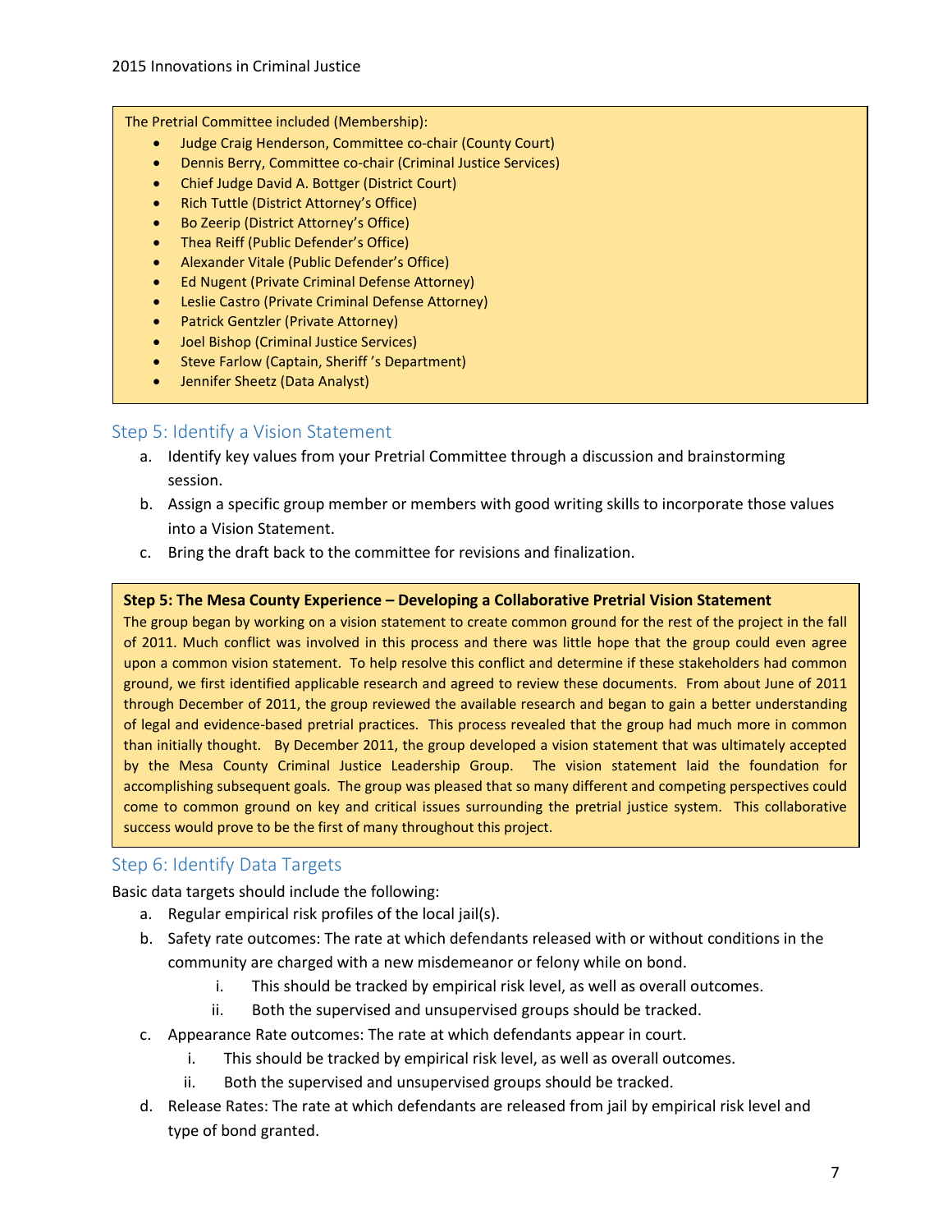The Pretrial Committee included (Membership):

- Judge Craig Henderson, Committee co-chair (County Court)
- Dennis Berry, Committee co-chair (Criminal Justice Services)
- Chief Judge David A. Bottger (District Court)
- Rich Tuttle (District Attorney's Office)
- Bo Zeerip (District Attorney's Office)
- Thea Reiff (Public Defender's Office)
- Alexander Vitale (Public Defender's Office)
- Ed Nugent (Private Criminal Defense Attorney)
- Leslie Castro (Private Criminal Defense Attorney)
- Patrick Gentzler (Private Attorney)
- Joel Bishop (Criminal Justice Services)
- Steve Farlow (Captain, Sheriff 's Department)
- Jennifer Sheetz (Data Analyst)

## Step 5: Identify a Vision Statement

a. Identify key values from your Pretrial Committee through a discussion and brainstorming session.
b. Assign a specific group member or members with good writing skills to incorporate those values into a Vision Statement.
c. Bring the draft back to the committee for revisions and finalization.

**Step 5: The Mesa County Experience – Developing a Collaborative Pretrial Vision Statement**

The group began by working on a vision statement to create common ground for the rest of the project in the fall of 2011. Much conflict was involved in this process and there was little hope that the group could even agree upon a common vision statement. To help resolve this conflict and determine if these stakeholders had common ground, we first identified applicable research and agreed to review these documents. From about June of 2011 through December of 2011, the group reviewed the available research and began to gain a better understanding of legal and evidence-based pretrial practices. This process revealed that the group had much more in common than initially thought. By December 2011, the group developed a vision statement that was ultimately accepted by the Mesa County Criminal Justice Leadership Group. The vision statement laid the foundation for accomplishing subsequent goals. The group was pleased that so many different and competing perspectives could come to common ground on key and critical issues surrounding the pretrial justice system. This collaborative success would prove to be the first of many throughout this project.

## Step 6: Identify Data Targets

Basic data targets should include the following:

a. Regular empirical risk profiles of the local jail(s).
b. Safety rate outcomes: The rate at which defendants released with or without conditions in the community are charged with a new misdemeanor or felony while on bond.
   i. This should be tracked by empirical risk level, as well as overall outcomes.
   ii. Both the supervised and unsupervised groups should be tracked.
c. Appearance Rate outcomes: The rate at which defendants appear in court.
   i. This should be tracked by empirical risk level, as well as overall outcomes.
   ii. Both the supervised and unsupervised groups should be tracked.
d. Release Rates: The rate at which defendants are released from jail by empirical risk level and type of bond granted.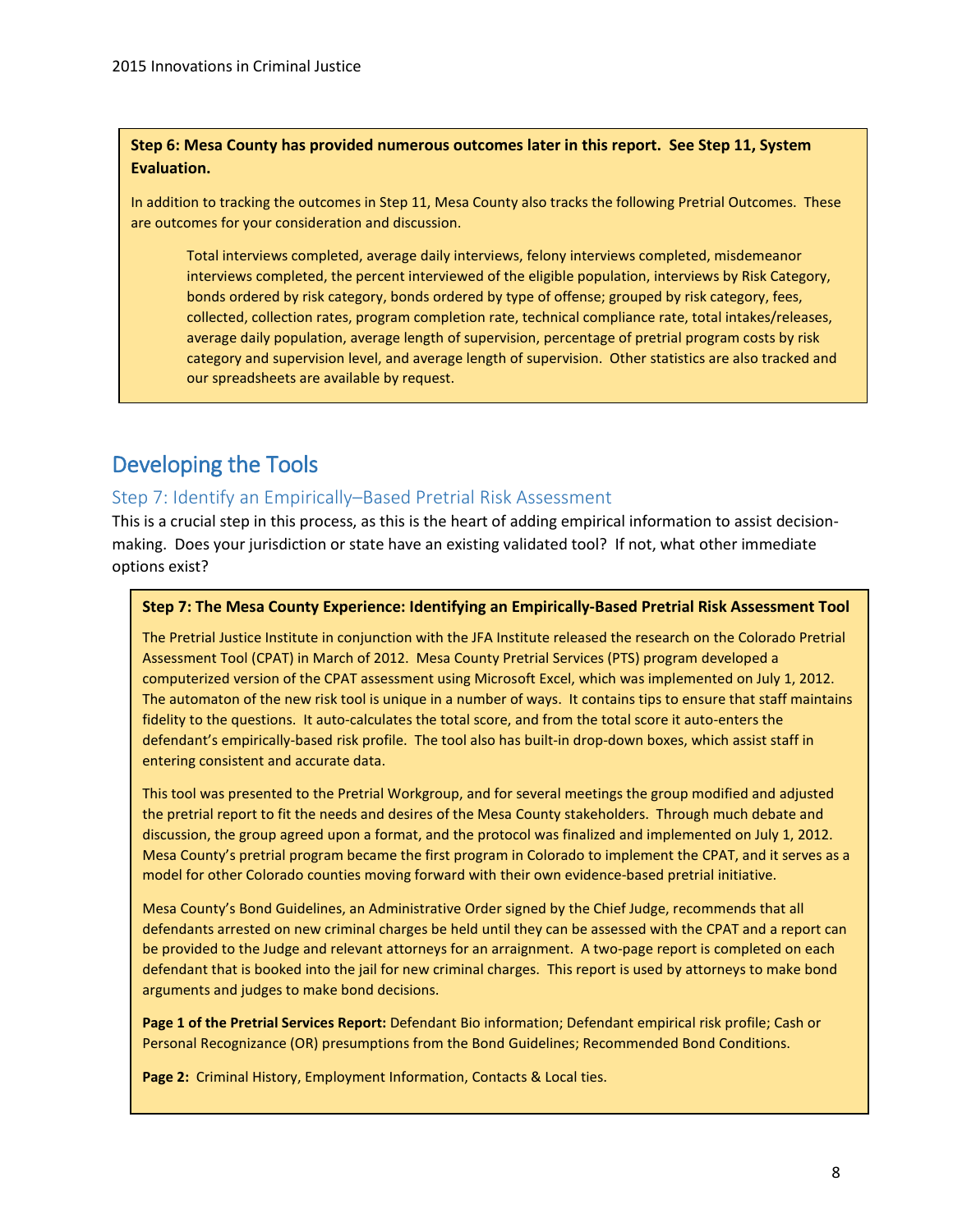**Step 6: Mesa County has provided numerous outcomes later in this report. See Step 11, System Evaluation.**

In addition to tracking the outcomes in Step 11, Mesa County also tracks the following Pretrial Outcomes. These are outcomes for your consideration and discussion.

> Total interviews completed, average daily interviews, felony interviews completed, misdemeanor interviews completed, the percent interviewed of the eligible population, interviews by Risk Category, bonds ordered by risk category, bonds ordered by type of offense; grouped by risk category, fees, collected, collection rates, program completion rate, technical compliance rate, total intakes/releases, average daily population, average length of supervision, percentage of pretrial program costs by risk category and supervision level, and average length of supervision. Other statistics are also tracked and our spreadsheets are available by request.

## Developing the Tools

### Step 7: Identify an Empirically–Based Pretrial Risk Assessment

This is a crucial step in this process, as this is the heart of adding empirical information to assist decision-making. Does your jurisdiction or state have an existing validated tool? If not, what other immediate options exist?

**Step 7: The Mesa County Experience: Identifying an Empirically-Based Pretrial Risk Assessment Tool**

The Pretrial Justice Institute in conjunction with the JFA Institute released the research on the Colorado Pretrial Assessment Tool (CPAT) in March of 2012. Mesa County Pretrial Services (PTS) program developed a computerized version of the CPAT assessment using Microsoft Excel, which was implemented on July 1, 2012. The automaton of the new risk tool is unique in a number of ways. It contains tips to ensure that staff maintains fidelity to the questions. It auto-calculates the total score, and from the total score it auto-enters the defendant's empirically-based risk profile. The tool also has built-in drop-down boxes, which assist staff in entering consistent and accurate data.

This tool was presented to the Pretrial Workgroup, and for several meetings the group modified and adjusted the pretrial report to fit the needs and desires of the Mesa County stakeholders. Through much debate and discussion, the group agreed upon a format, and the protocol was finalized and implemented on July 1, 2012. Mesa County's pretrial program became the first program in Colorado to implement the CPAT, and it serves as a model for other Colorado counties moving forward with their own evidence-based pretrial initiative.

Mesa County's Bond Guidelines, an Administrative Order signed by the Chief Judge, recommends that all defendants arrested on new criminal charges be held until they can be assessed with the CPAT and a report can be provided to the Judge and relevant attorneys for an arraignment. A two-page report is completed on each defendant that is booked into the jail for new criminal charges. This report is used by attorneys to make bond arguments and judges to make bond decisions.

**Page 1 of the Pretrial Services Report:** Defendant Bio information; Defendant empirical risk profile; Cash or Personal Recognizance (OR) presumptions from the Bond Guidelines; Recommended Bond Conditions.

**Page 2:** Criminal History, Employment Information, Contacts & Local ties.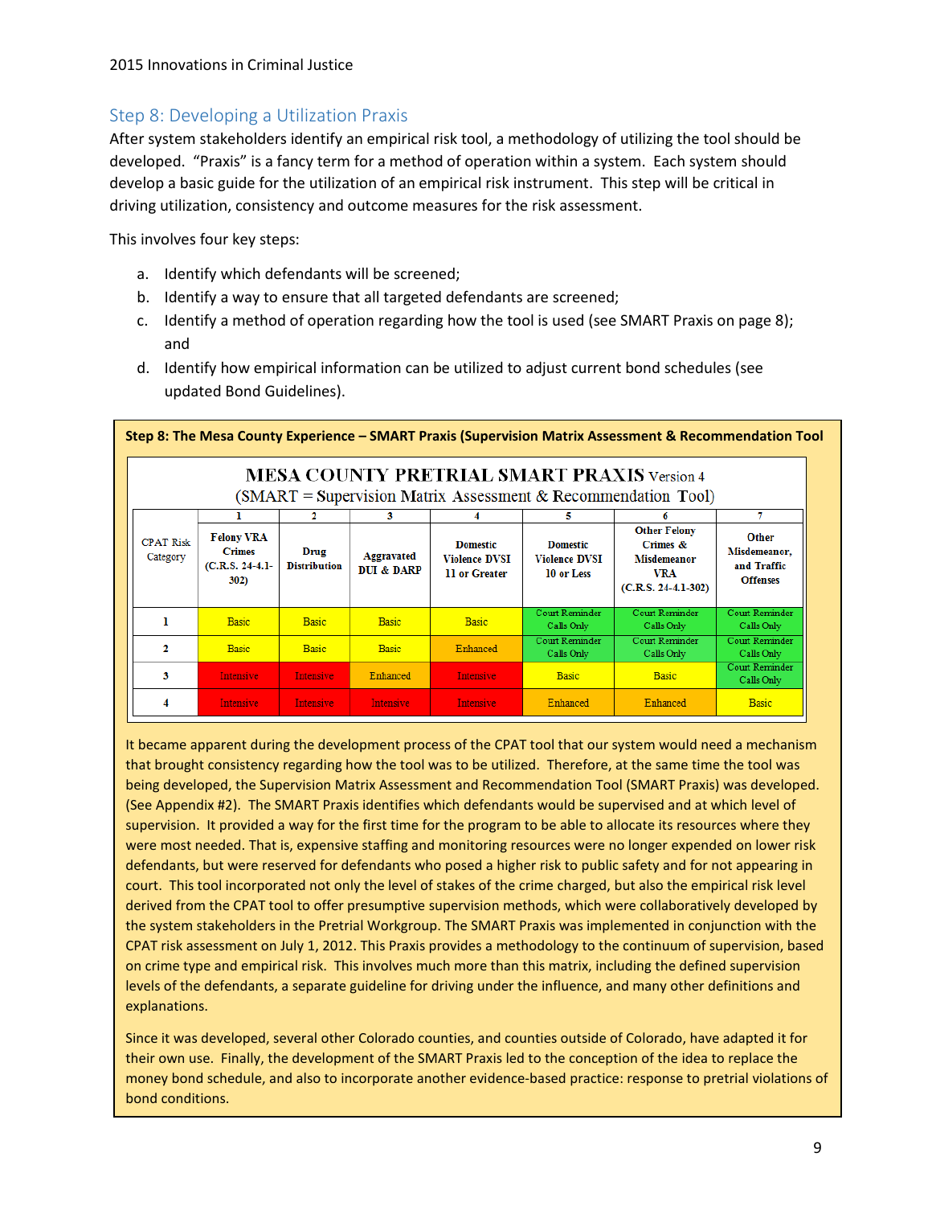## Step 8: Developing a Utilization Praxis

After system stakeholders identify an empirical risk tool, a methodology of utilizing the tool should be developed. "Praxis" is a fancy term for a method of operation within a system. Each system should develop a basic guide for the utilization of an empirical risk instrument. This step will be critical in driving utilization, consistency and outcome measures for the risk assessment.

This involves four key steps:

a. Identify which defendants will be screened;
b. Identify a way to ensure that all targeted defendants are screened;
c. Identify a method of operation regarding how the tool is used (see SMART Praxis on page 8); and
d. Identify how empirical information can be utilized to adjust current bond schedules (see updated Bond Guidelines).

**Step 8: The Mesa County Experience – SMART Praxis (Supervision Matrix Assessment & Recommendation Tool**

**MESA COUNTY PRETRIAL SMART PRAXIS** Version 4
(SMART = Supervision Matrix Assessment & Recommendation Tool)

| | 1 | 2 | 3 | 4 | 5 | 6 | 7 |
|---|---|---|---|---|---|---|---|
| CPAT Risk Category | **Felony VRA Crimes (C.R.S. 24-4.1-302)** | **Drug Distribution** | **Aggravated DUI & DARP** | **Domestic Violence DVSI 11 or Greater** | **Domestic Violence DVSI 10 or Less** | **Other Felony Crimes & Misdemeanor VRA (C.R.S. 24-4.1-302)** | **Other Misdemeanor, and Traffic Offenses** |
| 1 | Basic | Basic | Basic | Basic | Court Reminder Calls Only | Court Reminder Calls Only | Court Reminder Calls Only |
| 2 | Basic | Basic | Basic | Enhanced | Court Reminder Calls Only | Court Reminder Calls Only | Court Reminder Calls Only |
| 3 | Intensive | Intensive | Enhanced | Intensive | Basic | Basic | Court Reminder Calls Only |
| 4 | Intensive | Intensive | Intensive | Intensive | Enhanced | Enhanced | Basic |

It became apparent during the development process of the CPAT tool that our system would need a mechanism that brought consistency regarding how the tool was to be utilized. Therefore, at the same time the tool was being developed, the Supervision Matrix Assessment and Recommendation Tool (SMART Praxis) was developed. (See Appendix #2). The SMART Praxis identifies which defendants would be supervised and at which level of supervision. It provided a way for the first time for the program to be able to allocate its resources where they were most needed. That is, expensive staffing and monitoring resources were no longer expended on lower risk defendants, but were reserved for defendants who posed a higher risk to public safety and for not appearing in court. This tool incorporated not only the level of stakes of the crime charged, but also the empirical risk level derived from the CPAT tool to offer presumptive supervision methods, which were collaboratively developed by the system stakeholders in the Pretrial Workgroup. The SMART Praxis was implemented in conjunction with the CPAT risk assessment on July 1, 2012. This Praxis provides a methodology to the continuum of supervision, based on crime type and empirical risk. This involves much more than this matrix, including the defined supervision levels of the defendants, a separate guideline for driving under the influence, and many other definitions and explanations.

Since it was developed, several other Colorado counties, and counties outside of Colorado, have adapted it for their own use. Finally, the development of the SMART Praxis led to the conception of the idea to replace the money bond schedule, and also to incorporate another evidence-based practice: response to pretrial violations of bond conditions.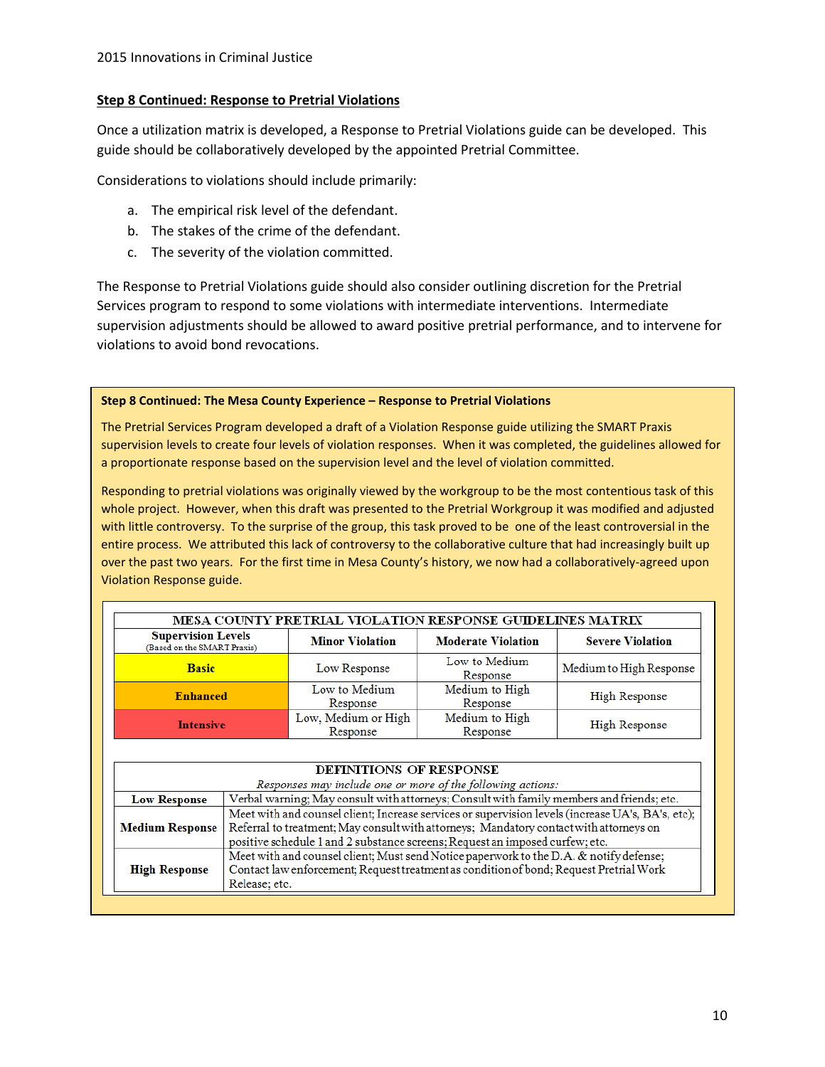## Step 8 Continued: Response to Pretrial Violations

Once a utilization matrix is developed, a Response to Pretrial Violations guide can be developed. This guide should be collaboratively developed by the appointed Pretrial Committee.

Considerations to violations should include primarily:

a. The empirical risk level of the defendant.
b. The stakes of the crime of the defendant.
c. The severity of the violation committed.

The Response to Pretrial Violations guide should also consider outlining discretion for the Pretrial Services program to respond to some violations with intermediate interventions. Intermediate supervision adjustments should be allowed to award positive pretrial performance, and to intervene for violations to avoid bond revocations.

### Step 8 Continued: The Mesa County Experience – Response to Pretrial Violations

The Pretrial Services Program developed a draft of a Violation Response guide utilizing the SMART Praxis supervision levels to create four levels of violation responses. When it was completed, the guidelines allowed for a proportionate response based on the supervision level and the level of violation committed.

Responding to pretrial violations was originally viewed by the workgroup to be the most contentious task of this whole project. However, when this draft was presented to the Pretrial Workgroup it was modified and adjusted with little controversy. To the surprise of the group, this task proved to be one of the least controversial in the entire process. We attributed this lack of controversy to the collaborative culture that had increasingly built up over the past two years. For the first time in Mesa County's history, we now had a collaboratively-agreed upon Violation Response guide.

**MESA COUNTY PRETRIAL VIOLATION RESPONSE GUIDELINES MATRIX**

| Supervision Levels (Based on the SMART Praxis) | Minor Violation | Moderate Violation | Severe Violation |
|---|---|---|---|
| **Basic** | Low Response | Low to Medium Response | Medium to High Response |
| **Enhanced** | Low to Medium Response | Medium to High Response | High Response |
| **Intensive** | Low, Medium or High Response | Medium to High Response | High Response |

**DEFINITIONS OF RESPONSE**

*Responses may include one or more of the following actions:*

| Response | Actions |
|---|---|
| **Low Response** | Verbal warning; May consult with attorneys; Consult with family members and friends; etc. |
| **Medium Response** | Meet with and counsel client; Increase services or supervision levels (increase UA's, BA's, etc); Referral to treatment; May consult with attorneys; Mandatory contact with attorneys on positive schedule 1 and 2 substance screens; Request an imposed curfew; etc. |
| **High Response** | Meet with and counsel client; Must send Notice paperwork to the D.A. & notify defense; Contact law enforcement; Request treatment as condition of bond; Request Pretrial Work Release; etc. |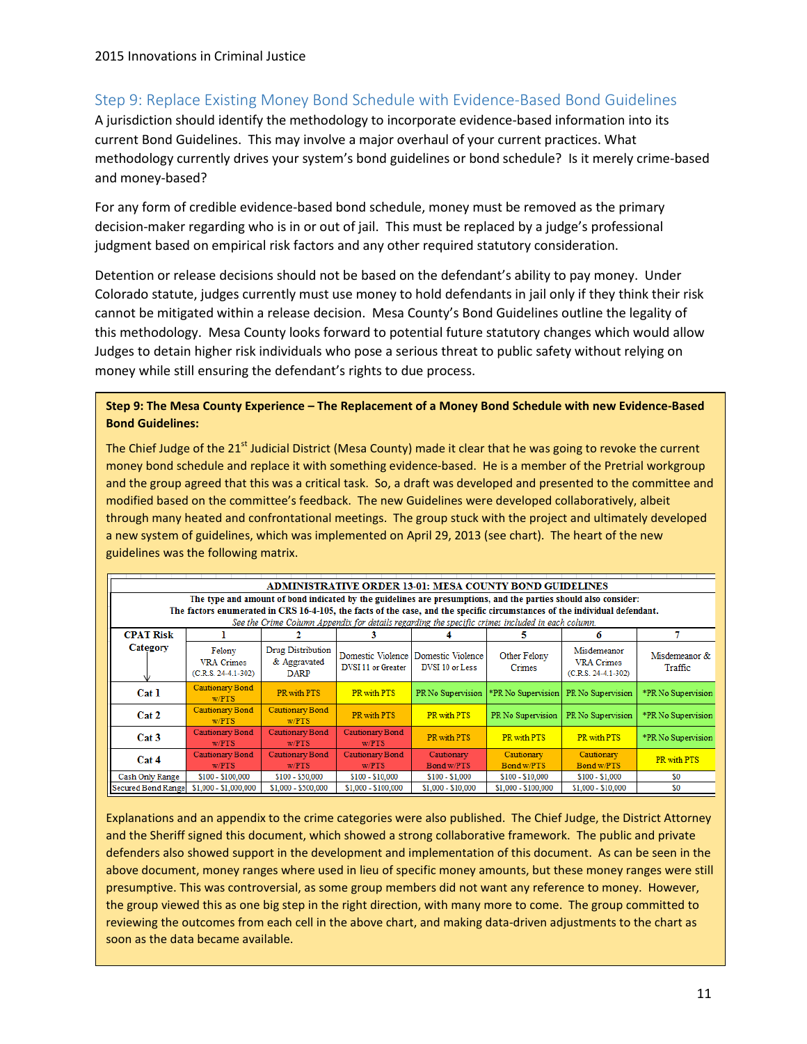## Step 9: Replace Existing Money Bond Schedule with Evidence-Based Bond Guidelines

A jurisdiction should identify the methodology to incorporate evidence-based information into its current Bond Guidelines. This may involve a major overhaul of your current practices. What methodology currently drives your system's bond guidelines or bond schedule? Is it merely crime-based and money-based?

For any form of credible evidence-based bond schedule, money must be removed as the primary decision-maker regarding who is in or out of jail. This must be replaced by a judge's professional judgment based on empirical risk factors and any other required statutory consideration.

Detention or release decisions should not be based on the defendant's ability to pay money. Under Colorado statute, judges currently must use money to hold defendants in jail only if they think their risk cannot be mitigated within a release decision. Mesa County's Bond Guidelines outline the legality of this methodology. Mesa County looks forward to potential future statutory changes which would allow Judges to detain higher risk individuals who pose a serious threat to public safety without relying on money while still ensuring the defendant's rights to due process.

**Step 9: The Mesa County Experience – The Replacement of a Money Bond Schedule with new Evidence-Based Bond Guidelines:**

The Chief Judge of the 21st Judicial District (Mesa County) made it clear that he was going to revoke the current money bond schedule and replace it with something evidence-based. He is a member of the Pretrial workgroup and the group agreed that this was a critical task. So, a draft was developed and presented to the committee and modified based on the committee's feedback. The new Guidelines were developed collaboratively, albeit through many heated and confrontational meetings. The group stuck with the project and ultimately developed a new system of guidelines, which was implemented on April 29, 2013 (see chart). The heart of the new guidelines was the following matrix.

**ADMINISTRATIVE ORDER 13-01: MESA COUNTY BOND GUIDELINES**

**The type and amount of bond indicated by the guidelines are presumptions, and the parties should also consider: The factors enumerated in CRS 16-4-105, the facts of the case, and the specific circumstances of the individual defendant.**

*See the Crime Column Appendix for details regarding the specific crimes included in each column.*

| CPAT Risk Category | 1 | 2 | 3 | 4 | 5 | 6 | 7 |
|---|---|---|---|---|---|---|---|
| | Felony VRA Crimes (C.R.S. 24-4.1-302) | Drug Distribution & Aggravated DARP | Domestic Violence DVSI 11 or Greater | Domestic Violence DVSI 10 or Less | Other Felony Crimes | Misdemeanor VRA Crimes (C.R.S. 24-4.1-302) | Misdemeanor & Traffic |
| Cat 1 | Cautionary Bond w/PTS | PR with PTS | PR with PTS | PR No Supervision | *PR No Supervision | PR No Supervision | *PR No Supervision |
| Cat 2 | Cautionary Bond w/PTS | Cautionary Bond w/PTS | PR with PTS | PR with PTS | PR No Supervision | PR No Supervision | *PR No Supervision |
| Cat 3 | Cautionary Bond w/PTS | Cautionary Bond w/PTS | Cautionary Bond w/PTS | PR with PTS | PR with PTS | PR with PTS | *PR No Supervision |
| Cat 4 | Cautionary Bond w/PTS | Cautionary Bond w/PTS | Cautionary Bond w/PTS | Cautionary Bond w/PTS | Cautionary Bond w/PTS | Cautionary Bond w/PTS | PR with PTS |
| Cash Only Range | $100 - $100,000 | $100 - $50,000 | $100 - $10,000 | $100 - $1,000 | $100 - $10,000 | $100 - $1,000 | $0 |
| Secured Bond Range | $1,000 - $1,000,000 | $1,000 - $500,000 | $1,000 - $100,000 | $1,000 - $10,000 | $1,000 - $100,000 | $1,000 - $10,000 | $0 |

Explanations and an appendix to the crime categories were also published. The Chief Judge, the District Attorney and the Sheriff signed this document, which showed a strong collaborative framework. The public and private defenders also showed support in the development and implementation of this document. As can be seen in the above document, money ranges where used in lieu of specific money amounts, but these money ranges were still presumptive. This was controversial, as some group members did not want any reference to money. However, the group viewed this as one big step in the right direction, with many more to come. The group committed to reviewing the outcomes from each cell in the above chart, and making data-driven adjustments to the chart as soon as the data became available.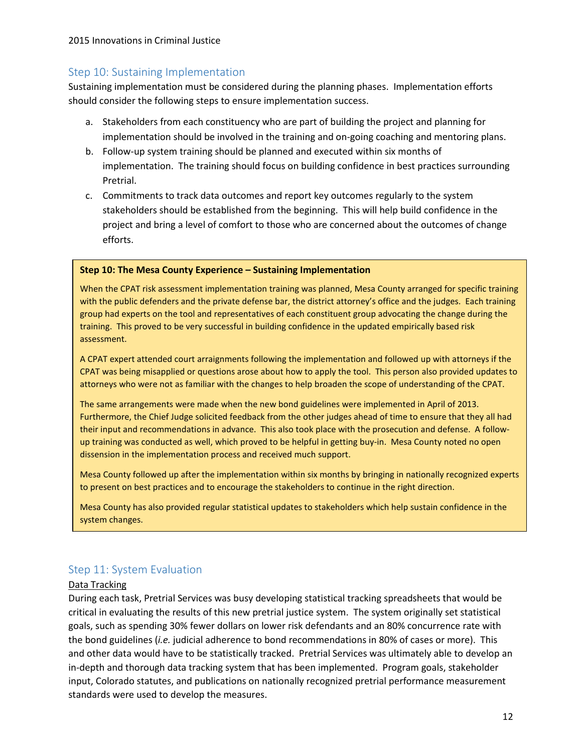## Step 10: Sustaining Implementation

Sustaining implementation must be considered during the planning phases. Implementation efforts should consider the following steps to ensure implementation success.

a. Stakeholders from each constituency who are part of building the project and planning for implementation should be involved in the training and on-going coaching and mentoring plans.
b. Follow-up system training should be planned and executed within six months of implementation. The training should focus on building confidence in best practices surrounding Pretrial.
c. Commitments to track data outcomes and report key outcomes regularly to the system stakeholders should be established from the beginning. This will help build confidence in the project and bring a level of comfort to those who are concerned about the outcomes of change efforts.

**Step 10: The Mesa County Experience – Sustaining Implementation**

When the CPAT risk assessment implementation training was planned, Mesa County arranged for specific training with the public defenders and the private defense bar, the district attorney's office and the judges. Each training group had experts on the tool and representatives of each constituent group advocating the change during the training. This proved to be very successful in building confidence in the updated empirically based risk assessment.

A CPAT expert attended court arraignments following the implementation and followed up with attorneys if the CPAT was being misapplied or questions arose about how to apply the tool. This person also provided updates to attorneys who were not as familiar with the changes to help broaden the scope of understanding of the CPAT.

The same arrangements were made when the new bond guidelines were implemented in April of 2013. Furthermore, the Chief Judge solicited feedback from the other judges ahead of time to ensure that they all had their input and recommendations in advance. This also took place with the prosecution and defense. A follow-up training was conducted as well, which proved to be helpful in getting buy-in. Mesa County noted no open dissension in the implementation process and received much support.

Mesa County followed up after the implementation within six months by bringing in nationally recognized experts to present on best practices and to encourage the stakeholders to continue in the right direction.

Mesa County has also provided regular statistical updates to stakeholders which help sustain confidence in the system changes.

## Step 11: System Evaluation

Data Tracking

During each task, Pretrial Services was busy developing statistical tracking spreadsheets that would be critical in evaluating the results of this new pretrial justice system. The system originally set statistical goals, such as spending 30% fewer dollars on lower risk defendants and an 80% concurrence rate with the bond guidelines (*i.e.* judicial adherence to bond recommendations in 80% of cases or more). This and other data would have to be statistically tracked. Pretrial Services was ultimately able to develop an in-depth and thorough data tracking system that has been implemented. Program goals, stakeholder input, Colorado statutes, and publications on nationally recognized pretrial performance measurement standards were used to develop the measures.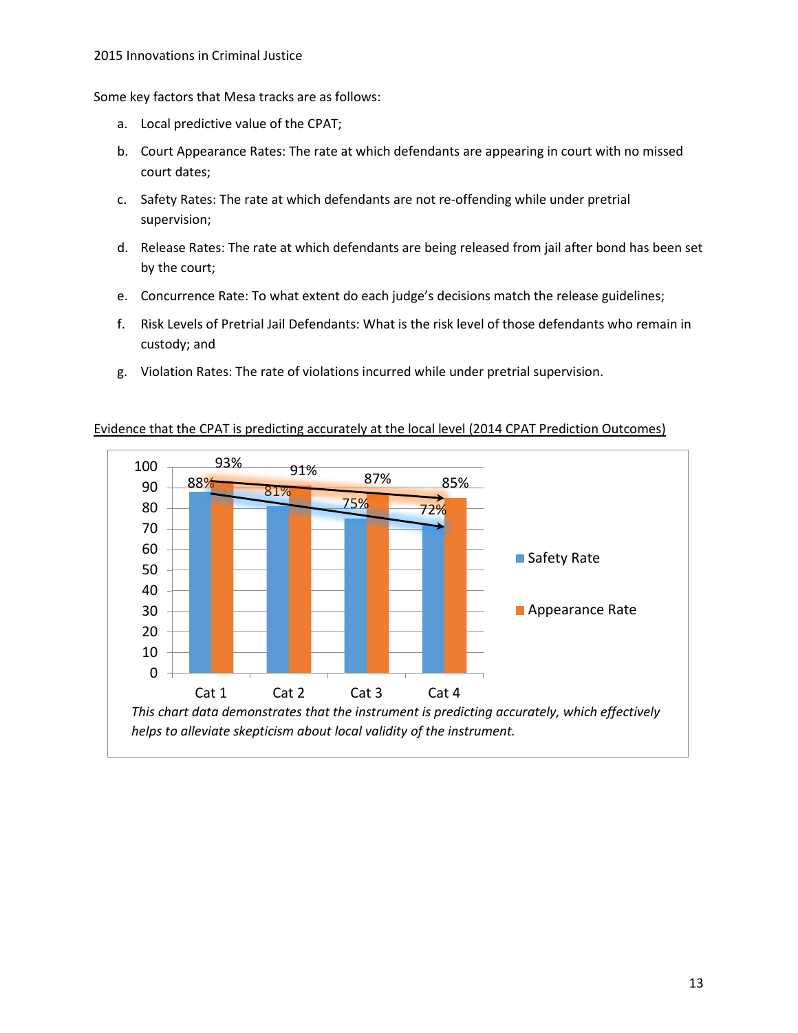Some key factors that Mesa tracks are as follows:

a. Local predictive value of the CPAT;

b. Court Appearance Rates: The rate at which defendants are appearing in court with no missed court dates;

c. Safety Rates: The rate at which defendants are not re-offending while under pretrial supervision;

d. Release Rates: The rate at which defendants are being released from jail after bond has been set by the court;

e. Concurrence Rate: To what extent do each judge's decisions match the release guidelines;

f. Risk Levels of Pretrial Jail Defendants: What is the risk level of those defendants who remain in custody; and

g. Violation Rates: The rate of violations incurred while under pretrial supervision.

Evidence that the CPAT is predicting accurately at the local level (2014 CPAT Prediction Outcomes)

| | Safety Rate | Appearance Rate |
|---|---|---|
| Cat 1 | 88% | 93% |
| Cat 2 | 81% | 91% |
| Cat 3 | 75% | 87% |
| Cat 4 | 72% | 85% |

*This chart data demonstrates that the instrument is predicting accurately, which effectively helps to alleviate skepticism about local validity of the instrument.*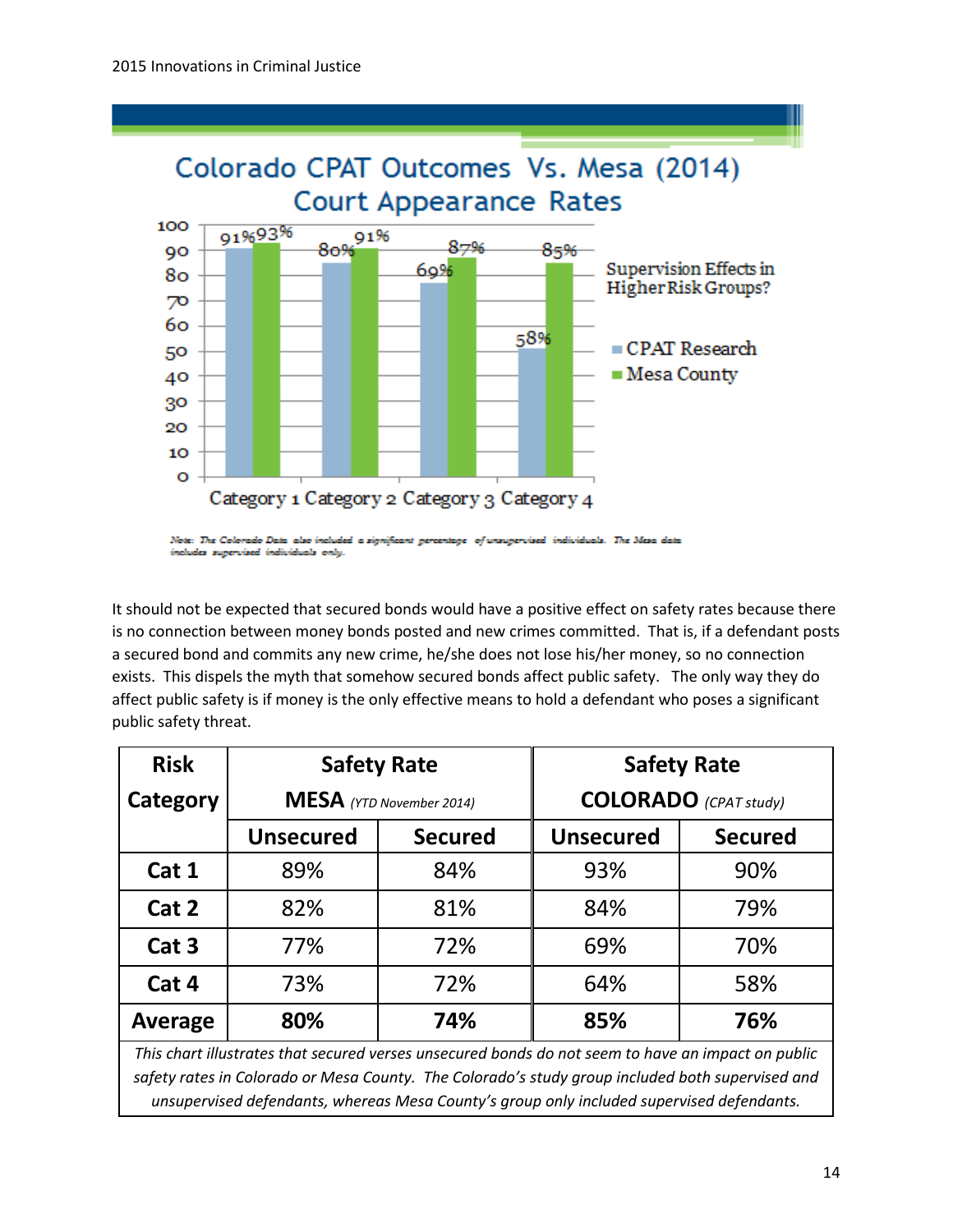## Colorado CPAT Outcomes Vs. Mesa (2014) Court Appearance Rates

| | CPAT Research | Mesa County |
|---|---|---|
| Category 1 | 91% | 93% |
| Category 2 | 80% | 91% |
| Category 3 | 69% | 87% |
| Category 4 | 58% | 85% |

Supervision Effects in Higher Risk Groups?

*Note: The Colorado Data also included a significant percentage of unsupervised individuals. The Mesa data includes supervised individuals only.*

It should not be expected that secured bonds would have a positive effect on safety rates because there is no connection between money bonds posted and new crimes committed. That is, if a defendant posts a secured bond and commits any new crime, he/she does not lose his/her money, so no connection exists. This dispels the myth that somehow secured bonds affect public safety. The only way they do affect public safety is if money is the only effective means to hold a defendant who poses a significant public safety threat.

| Risk Category | Safety Rate MESA *(YTD November 2014)* | | Safety Rate COLORADO *(CPAT study)* | |
|---|---|---|---|---|
| | **Unsecured** | **Secured** | **Unsecured** | **Secured** |
| **Cat 1** | 89% | 84% | 93% | 90% |
| **Cat 2** | 82% | 81% | 84% | 79% |
| **Cat 3** | 77% | 72% | 69% | 70% |
| **Cat 4** | 73% | 72% | 64% | 58% |
| **Average** | **80%** | **74%** | **85%** | **76%** |

*This chart illustrates that secured verses unsecured bonds do not seem to have an impact on public safety rates in Colorado or Mesa County. The Colorado's study group included both supervised and unsupervised defendants, whereas Mesa County's group only included supervised defendants.*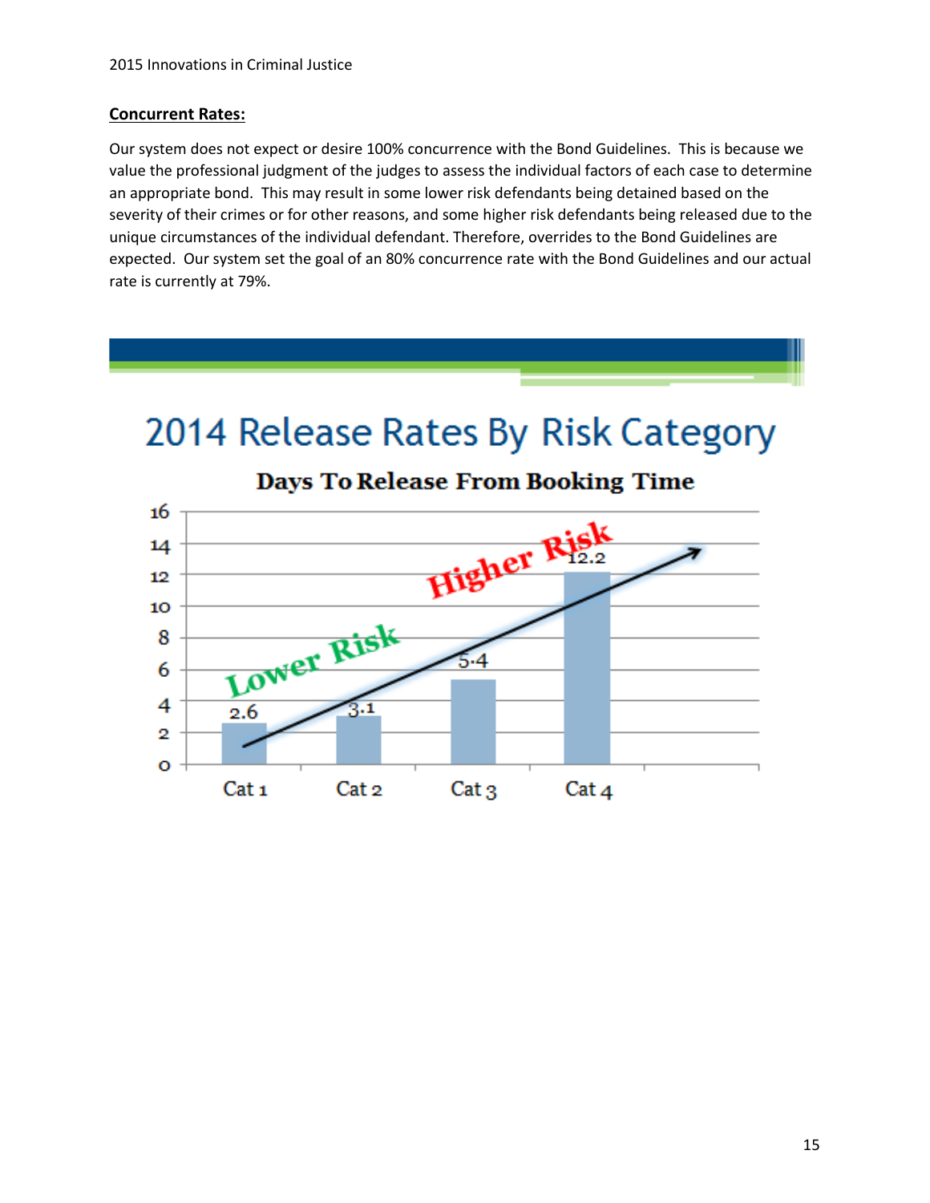**Concurrent Rates:**

Our system does not expect or desire 100% concurrence with the Bond Guidelines. This is because we value the professional judgment of the judges to assess the individual factors of each case to determine an appropriate bond. This may result in some lower risk defendants being detained based on the severity of their crimes or for other reasons, and some higher risk defendants being released due to the unique circumstances of the individual defendant. Therefore, overrides to the Bond Guidelines are expected. Our system set the goal of an 80% concurrence rate with the Bond Guidelines and our actual rate is currently at 79%.

## 2014 Release Rates By Risk Category

**Days To Release From Booking Time**

| Category | Days |
|---|---|
| Cat 1 | 2.6 |
| Cat 2 | 3.1 |
| Cat 3 | 5.4 |
| Cat 4 | 12.2 |

Lower Risk → Higher Risk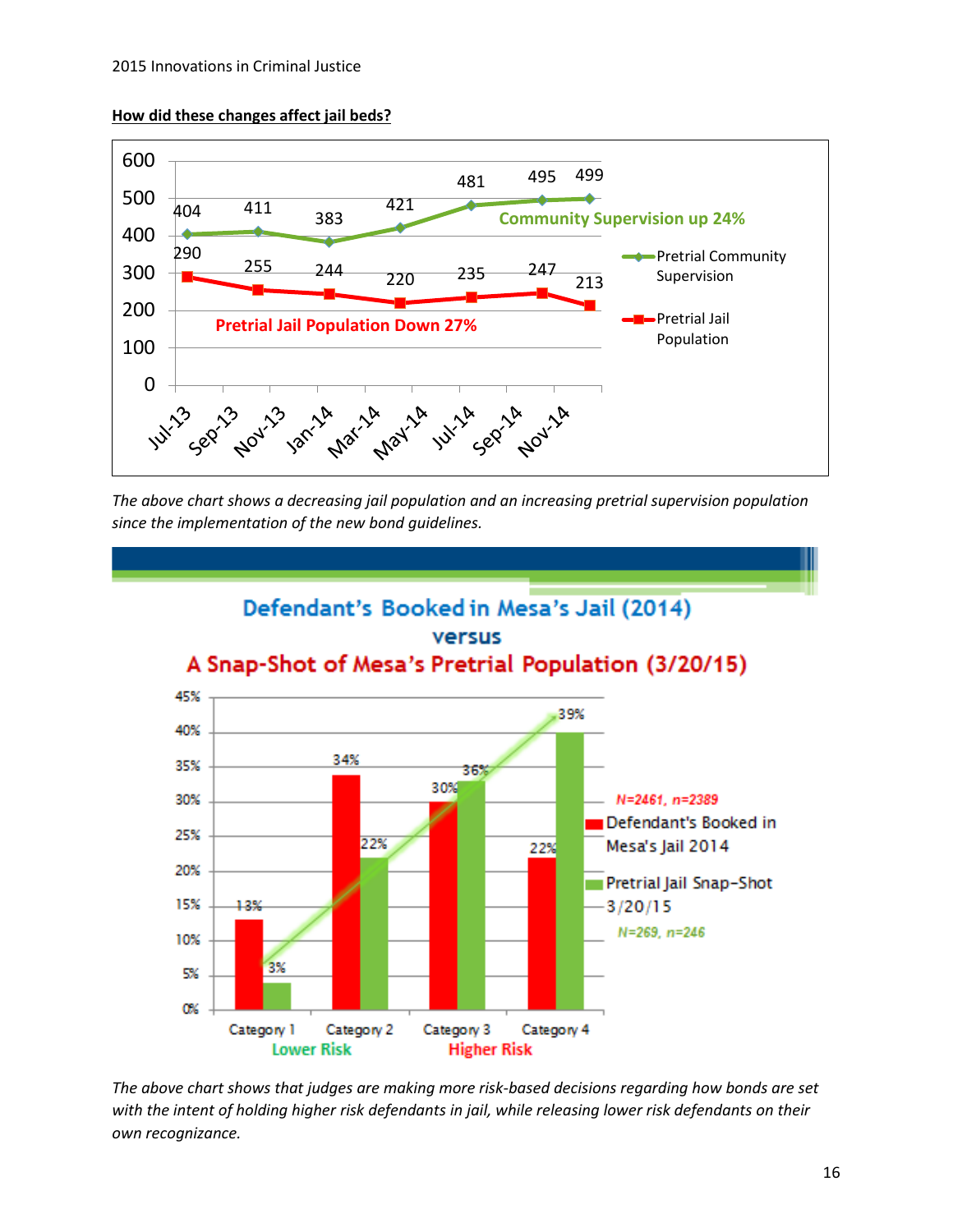**How did these changes affect jail beds?**

| | Jul-13 | Sep-13 | Nov-13 | Jan-14 | Mar-14 | May-14 | Jul-14 |
|---|---|---|---|---|---|---|---|
| Pretrial Community Supervision | 404 | 411 | 383 | 421 | 481 | 495 | 499 |
| Pretrial Jail Population | 290 | 255 | 244 | 220 | 235 | 247 | 213 |

Community Supervision up 24%

Pretrial Jail Population Down 27%

*The above chart shows a decreasing jail population and an increasing pretrial supervision population since the implementation of the new bond guidelines.*

**Defendant's Booked in Mesa's Jail (2014) versus A Snap-Shot of Mesa's Pretrial Population (3/20/15)**

| | Category 1 (Lower Risk) | Category 2 | Category 3 | Category 4 (Higher Risk) |
|---|---|---|---|---|
| Defendant's Booked in Mesa's Jail 2014 (N=2461, n=2389) | 13% | 34% | 30% | 22% |
| Pretrial Jail Snap-Shot 3/20/15 (N=269, n=246) | 3% | 22% | 36% | 39% |

*The above chart shows that judges are making more risk-based decisions regarding how bonds are set with the intent of holding higher risk defendants in jail, while releasing lower risk defendants on their own recognizance.*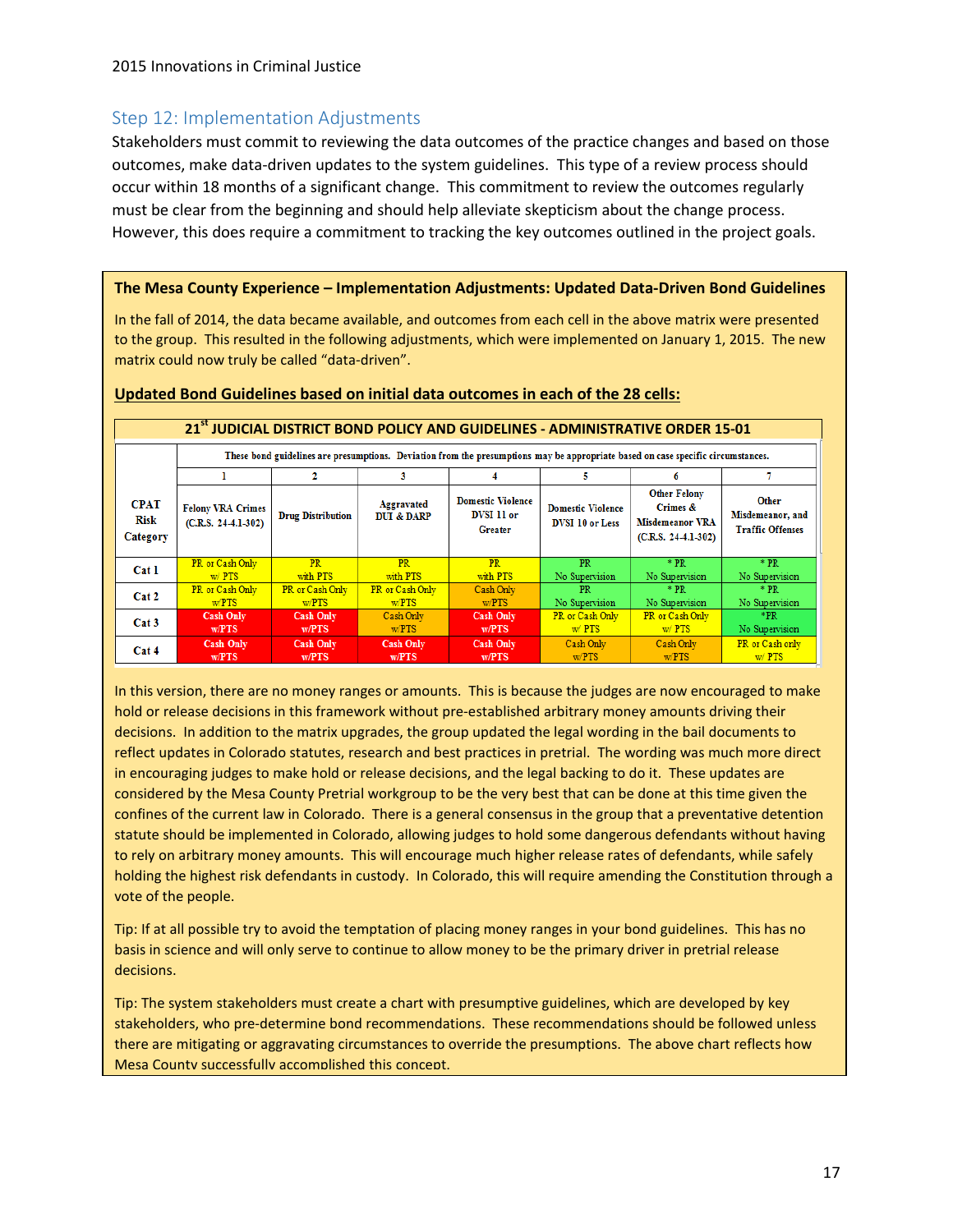## Step 12: Implementation Adjustments

Stakeholders must commit to reviewing the data outcomes of the practice changes and based on those outcomes, make data-driven updates to the system guidelines. This type of a review process should occur within 18 months of a significant change. This commitment to review the outcomes regularly must be clear from the beginning and should help alleviate skepticism about the change process. However, this does require a commitment to tracking the key outcomes outlined in the project goals.

**The Mesa County Experience – Implementation Adjustments: Updated Data-Driven Bond Guidelines**

In the fall of 2014, the data became available, and outcomes from each cell in the above matrix were presented to the group. This resulted in the following adjustments, which were implemented on January 1, 2015. The new matrix could now truly be called "data-driven".

**Updated Bond Guidelines based on initial data outcomes in each of the 28 cells:**

**21st JUDICIAL DISTRICT BOND POLICY AND GUIDELINES - ADMINISTRATIVE ORDER 15-01**

These bond guidelines are presumptions. Deviation from the presumptions may be appropriate based on case specific circumstances.

| CPAT Risk Category | 1<br>Felony VRA Crimes (C.R.S. 24-4.1-302) | 2<br>Drug Distribution | 3<br>Aggravated DUI & DARP | 4<br>Domestic Violence DVSI 11 or Greater | 5<br>Domestic Violence DVSI 10 or Less | 6<br>Other Felony Crimes & Misdemeanor VRA (C.R.S. 24-4.1-302) | 7<br>Other Misdemeanor, and Traffic Offenses |
|---|---|---|---|---|---|---|---|
| Cat 1 | PR or Cash Only w/ PTS | PR with PTS | PR with PTS | PR with PTS | PR No Supervision | * PR No Supervision | * PR No Supervision |
| Cat 2 | PR or Cash Only w/PTS | PR or Cash Only w/PTS | PR or Cash Only w/PTS | Cash Only w/PTS | PR No Supervision | * PR No Supervision | * PR No Supervision |
| Cat 3 | Cash Only w/PTS | Cash Only w/PTS | Cash Only w/PTS | Cash Only w/PTS | PR or Cash Only w/ PTS | PR or Cash Only w/ PTS | *PR No Supervision |
| Cat 4 | Cash Only w/PTS | Cash Only w/PTS | Cash Only w/PTS | Cash Only w/PTS | Cash Only w/PTS | Cash Only w/PTS | PR or Cash only w/ PTS |

In this version, there are no money ranges or amounts. This is because the judges are now encouraged to make hold or release decisions in this framework without pre-established arbitrary money amounts driving their decisions. In addition to the matrix upgrades, the group updated the legal wording in the bail documents to reflect updates in Colorado statutes, research and best practices in pretrial. The wording was much more direct in encouraging judges to make hold or release decisions, and the legal backing to do it. These updates are considered by the Mesa County Pretrial workgroup to be the very best that can be done at this time given the confines of the current law in Colorado. There is a general consensus in the group that a preventative detention statute should be implemented in Colorado, allowing judges to hold some dangerous defendants without having to rely on arbitrary money amounts. This will encourage much higher release rates of defendants, while safely holding the highest risk defendants in custody. In Colorado, this will require amending the Constitution through a vote of the people.

Tip: If at all possible try to avoid the temptation of placing money ranges in your bond guidelines. This has no basis in science and will only serve to continue to allow money to be the primary driver in pretrial release decisions.

Tip: The system stakeholders must create a chart with presumptive guidelines, which are developed by key stakeholders, who pre-determine bond recommendations. These recommendations should be followed unless there are mitigating or aggravating circumstances to override the presumptions. The above chart reflects how Mesa County successfully accomplished this concept.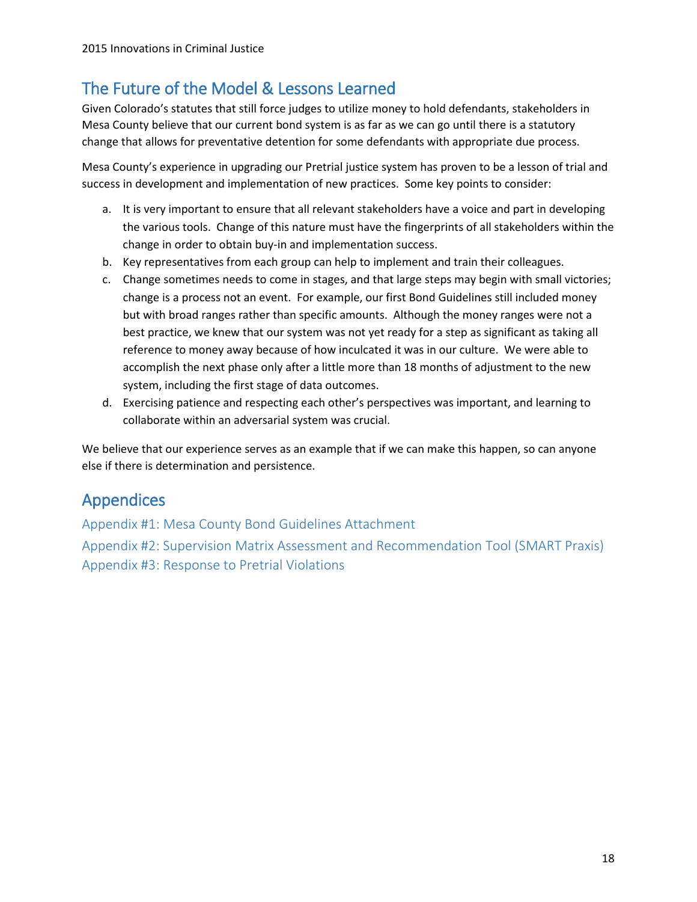## The Future of the Model & Lessons Learned

Given Colorado's statutes that still force judges to utilize money to hold defendants, stakeholders in Mesa County believe that our current bond system is as far as we can go until there is a statutory change that allows for preventative detention for some defendants with appropriate due process.

Mesa County's experience in upgrading our Pretrial justice system has proven to be a lesson of trial and success in development and implementation of new practices. Some key points to consider:

a. It is very important to ensure that all relevant stakeholders have a voice and part in developing the various tools. Change of this nature must have the fingerprints of all stakeholders within the change in order to obtain buy-in and implementation success.
b. Key representatives from each group can help to implement and train their colleagues.
c. Change sometimes needs to come in stages, and that large steps may begin with small victories; change is a process not an event. For example, our first Bond Guidelines still included money but with broad ranges rather than specific amounts. Although the money ranges were not a best practice, we knew that our system was not yet ready for a step as significant as taking all reference to money away because of how inculcated it was in our culture. We were able to accomplish the next phase only after a little more than 18 months of adjustment to the new system, including the first stage of data outcomes.
d. Exercising patience and respecting each other's perspectives was important, and learning to collaborate within an adversarial system was crucial.

We believe that our experience serves as an example that if we can make this happen, so can anyone else if there is determination and persistence.

## Appendices

Appendix #1: Mesa County Bond Guidelines Attachment
Appendix #2: Supervision Matrix Assessment and Recommendation Tool (SMART Praxis)
Appendix #3: Response to Pretrial Violations